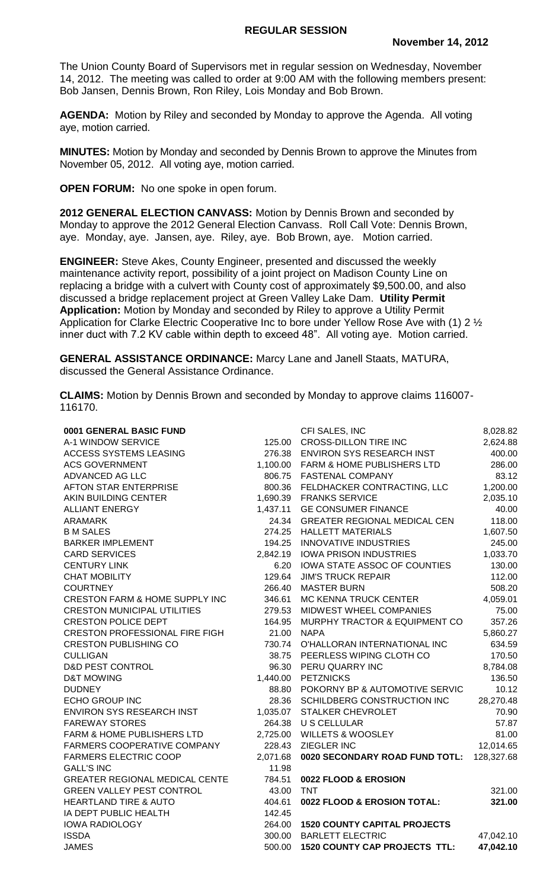## REGULAR SESSION

**November 14, 2012**

The Union County Board of Supervisors met in regular session on Wednesday, November 14, 2012. The meeting was called to order at 9:00 AM with the following members present: Bob Jansen, Dennis Brown, Ron Riley, Lois Monday and Bob Brown.

**AGENDA:** Motion by Riley and seconded by Monday to approve the Agenda. All voting aye, motion carried.

**MINUTES:** Motion by Monday and seconded by Dennis Brown to approve the Minutes from November 05, 2012. All voting aye, motion carried.

**OPEN FORUM:** No one spoke in open forum.

**2012 GENERAL ELECTION CANVASS:** Motion by Dennis Brown and seconded by Monday to approve the 2012 General Election Canvass. Roll Call Vote: Dennis Brown, aye. Monday, aye. Jansen, aye. Riley, aye. Bob Brown, aye. Motion carried.

**ENGINEER:** Steve Akes, County Engineer, presented and discussed the weekly maintenance activity report, possibility of a joint project on Madison County Line on replacing a bridge with a culvert with County cost of approximately $9,500.00, and also discussed a bridge replacement project at Green Valley Lake Dam. **Utility Permit Application:** Motion by Monday and seconded by Riley to approve a Utility Permit Application for Clarke Electric Cooperative Inc to bore under Yellow Rose Ave with (1) 2 ½ inner duct with 7.2 KV cable within depth to exceed 48". All voting aye. Motion carried.

**GENERAL ASSISTANCE ORDINANCE:** Marcy Lane and Janell Staats, MATURA, discussed the General Assistance Ordinance.

**CLAIMS:** Motion by Dennis Brown and seconded by Monday to approve claims 116007-116170.

| | |
|---|---|
| **0001 GENERAL BASIC FUND** | |
| A-1 WINDOW SERVICE | 125.00 |
| ACCESS SYSTEMS LEASING | 276.38 |
| ACS GOVERNMENT | 1,100.00 |
| ADVANCED AG LLC | 806.75 |
| AFTON STAR ENTERPRISE | 800.36 |
| AKIN BUILDING CENTER | 1,690.39 |
| ALLIANT ENERGY | 1,437.11 |
| ARAMARK | 24.34 |
| B M SALES | 274.25 |
| BARKER IMPLEMENT | 194.25 |
| CARD SERVICES | 2,842.19 |
| CENTURY LINK | 6.20 |
| CHAT MOBILITY | 129.64 |
| COURTNEY | 266.40 |
| CRESTON FARM & HOME SUPPLY INC | 346.61 |
| CRESTON MUNICIPAL UTILITIES | 279.53 |
| CRESTON POLICE DEPT | 164.95 |
| CRESTON PROFESSIONAL FIRE FIGH | 21.00 |
| CRESTON PUBLISHING CO | 730.74 |
| CULLIGAN | 38.75 |
| D&D PEST CONTROL | 96.30 |
| D&T MOWING | 1,440.00 |
| DUDNEY | 88.80 |
| ECHO GROUP INC | 28.36 |
| ENVIRON SYS RESEARCH INST | 1,035.07 |
| FAREWAY STORES | 264.38 |
| FARM & HOME PUBLISHERS LTD | 2,725.00 |
| FARMERS COOPERATIVE COMPANY | 228.43 |
| FARMERS ELECTRIC COOP | 2,071.68 |
| GALL'S INC | 11.98 |
| GREATER REGIONAL MEDICAL CENTE | 784.51 |
| GREEN VALLEY PEST CONTROL | 43.00 |
| HEARTLAND TIRE & AUTO | 404.61 |
| IA DEPT PUBLIC HEALTH | 142.45 |
| IOWA RADIOLOGY | 264.00 |
| ISSDA | 300.00 |
| JAMES | 500.00 |

| | |
|---|---|
| CFI SALES, INC | 8,028.82 |
| CROSS-DILLON TIRE INC | 2,624.88 |
| ENVIRON SYS RESEARCH INST | 400.00 |
| FARM & HOME PUBLISHERS LTD | 286.00 |
| FASTENAL COMPANY | 83.12 |
| FELDHACKER CONTRACTING, LLC | 1,200.00 |
| FRANKS SERVICE | 2,035.10 |
| GE CONSUMER FINANCE | 40.00 |
| GREATER REGIONAL MEDICAL CEN | 118.00 |
| HALLETT MATERIALS | 1,607.50 |
| INNOVATIVE INDUSTRIES | 245.00 |
| IOWA PRISON INDUSTRIES | 1,033.70 |
| IOWA STATE ASSOC OF COUNTIES | 130.00 |
| JIM'S TRUCK REPAIR | 112.00 |
| MASTER BURN | 508.20 |
| MC KENNA TRUCK CENTER | 4,059.01 |
| MIDWEST WHEEL COMPANIES | 75.00 |
| MURPHY TRACTOR & EQUIPMENT CO | 357.26 |
| NAPA | 5,860.27 |
| O'HALLORAN INTERNATIONAL INC | 634.59 |
| PEERLESS WIPING CLOTH CO | 170.50 |
| PERU QUARRY INC | 8,784.08 |
| PETZNICKS | 136.50 |
| POKORNY BP & AUTOMOTIVE SERVIC | 10.12 |
| SCHILDBERG CONSTRUCTION INC | 28,270.48 |
| STALKER CHEVROLET | 70.90 |
| U S CELLULAR | 57.87 |
| WILLETS & WOOSLEY | 81.00 |
| ZIEGLER INC | 12,014.65 |
| **0020 SECONDARY ROAD FUND TOTL:** | **128,327.68** |
| | |
| **0022 FLOOD & EROSION** | |
| TNT | 321.00 |
| **0022 FLOOD & EROSION TOTAL:** | **321.00** |
| | |
| **1520 COUNTY CAPITAL PROJECTS** | |
| BARLETT ELECTRIC | 47,042.10 |
| **1520 COUNTY CAP PROJECTS TTL:** | **47,042.10** |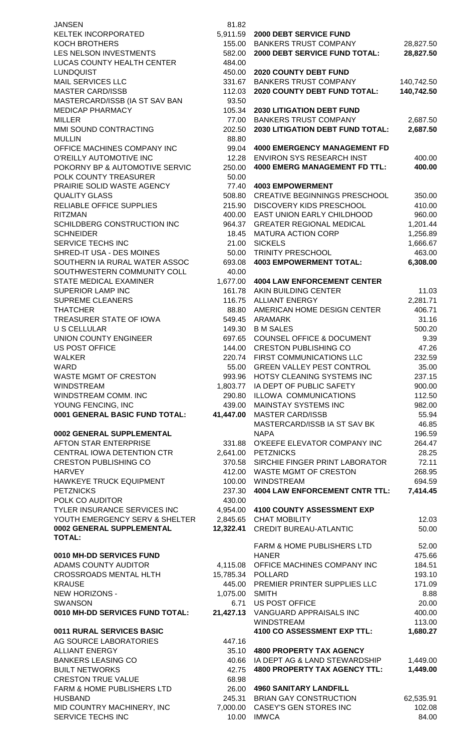| | |
|---|---|
| JANSEN | 81.82 |
| KELTEK INCORPORATED | 5,911.59 |
| KOCH BROTHERS | 155.00 |
| LES NELSON INVESTMENTS | 582.00 |
| LUCAS COUNTY HEALTH CENTER | 484.00 |
| LUNDQUIST | 450.00 |
| MAIL SERVICES LLC | 331.67 |
| MASTER CARD/ISSB | 112.03 |
| MASTERCARD/ISSB (IA ST SAV BAN | 93.50 |
| MEDICAP PHARMACY | 105.34 |
| MILLER | 77.00 |
| MMI SOUND CONTRACTING | 202.50 |
| MULLIN | 88.80 |
| OFFICE MACHINES COMPANY INC | 99.04 |
| O'REILLY AUTOMOTIVE INC | 12.28 |
| POKORNY BP & AUTOMOTIVE SERVIC | 250.00 |
| POLK COUNTY TREASURER | 50.00 |
| PRAIRIE SOLID WASTE AGENCY | 77.40 |
| QUALITY GLASS | 508.80 |
| RELIABLE OFFICE SUPPLIES | 215.90 |
| RITZMAN | 400.00 |
| SCHILDBERG CONSTRUCTION INC | 964.37 |
| SCHNEIDER | 18.45 |
| SERVICE TECHS INC | 21.00 |
| SHRED-IT USA - DES MOINES | 50.00 |
| SOUTHERN IA RURAL WATER ASSOC | 693.08 |
| SOUTHWESTERN COMMUNITY COLL | 40.00 |
| STATE MEDICAL EXAMINER | 1,677.00 |
| SUPERIOR LAMP INC | 161.78 |
| SUPREME CLEANERS | 116.75 |
| THATCHER | 88.80 |
| TREASURER STATE OF IOWA | 549.45 |
| U S CELLULAR | 149.30 |
| UNION COUNTY ENGINEER | 697.65 |
| US POST OFFICE | 144.00 |
| WALKER | 220.74 |
| WARD | 55.00 |
| WASTE MGMT OF CRESTON | 993.96 |
| WINDSTREAM | 1,803.77 |
| WINDSTREAM COMM. INC | 290.80 |
| YOUNG FENCING, INC | 439.00 |
| **0001 GENERAL BASIC FUND TOTAL:** | **41,447.00** |

**0002 GENERAL SUPPLEMENTAL**

| | |
|---|---|
| AFTON STAR ENTERPRISE | 331.88 |
| CENTRAL IOWA DETENTION CTR | 2,641.00 |
| CRESTON PUBLISHING CO | 370.58 |
| HARVEY | 412.00 |
| HAWKEYE TRUCK EQUIPMENT | 100.00 |
| PETZNICKS | 237.30 |
| POLK CO AUDITOR | 430.00 |
| TYLER INSURANCE SERVICES INC | 4,954.00 |
| YOUTH EMERGENCY SERV & SHELTER | 2,845.65 |
| **0002 GENERAL SUPPLEMENTAL TOTAL:** | **12,322.41** |

**0010 MH-DD SERVICES FUND**

| | |
|---|---|
| ADAMS COUNTY AUDITOR | 4,115.08 |
| CROSSROADS MENTAL HLTH | 15,785.34 |
| KRAUSE | 445.00 |
| NEW HORIZONS - | 1,075.00 |
| SWANSON | 6.71 |
| **0010 MH-DD SERVICES FUND TOTAL:** | **21,427.13** |

**0011 RURAL SERVICES BASIC**

| | |
|---|---|
| AG SOURCE LABORATORIES | 447.16 |
| ALLIANT ENERGY | 35.10 |
| BANKERS LEASING CO | 40.66 |
| BUILT NETWORKS | 42.75 |
| CRESTON TRUE VALUE | 68.98 |
| FARM & HOME PUBLISHERS LTD | 26.00 |
| HUSBAND | 245.31 |
| MID COUNTRY MACHINERY, INC | 7,000.00 |
| SERVICE TECHS INC | 10.00 |

**2000 DEBT SERVICE FUND**

| | |
|---|---|
| BANKERS TRUST COMPANY | 28,827.50 |
| **2000 DEBT SERVICE FUND TOTAL:** | **28,827.50** |

**2020 COUNTY DEBT FUND**

| | |
|---|---|
| BANKERS TRUST COMPANY | 140,742.50 |
| **2020 COUNTY DEBT FUND TOTAL:** | **140,742.50** |

**2030 LITIGATION DEBT FUND**

| | |
|---|---|
| BANKERS TRUST COMPANY | 2,687.50 |
| **2030 LITIGATION DEBT FUND TOTAL:** | **2,687.50** |

**4000 EMERGENCY MANAGEMENT FD**

| | |
|---|---|
| ENVIRON SYS RESEARCH INST | 400.00 |
| **4000 EMERG MANAGEMENT FD TTL:** | **400.00** |

**4003 EMPOWERMENT**

| | |
|---|---|
| CREATIVE BEGINNINGS PRESCHOOL | 350.00 |
| DISCOVERY KIDS PRESCHOOL | 410.00 |
| EAST UNION EARLY CHILDHOOD | 960.00 |
| GREATER REGIONAL MEDICAL | 1,201.44 |
| MATURA ACTION CORP | 1,256.89 |
| SICKELS | 1,666.67 |
| TRINITY PRESCHOOL | 463.00 |
| **4003 EMPOWERMENT TOTAL:** | **6,308.00** |

**4004 LAW ENFORCEMENT CENTER**

| | |
|---|---|
| AKIN BUILDING CENTER | 11.03 |
| ALLIANT ENERGY | 2,281.71 |
| AMERICAN HOME DESIGN CENTER | 406.71 |
| ARAMARK | 31.16 |
| B M SALES | 500.20 |
| COUNSEL OFFICE & DOCUMENT | 9.39 |
| CRESTON PUBLISHING CO | 47.26 |
| FIRST COMMUNICATIONS LLC | 232.59 |
| GREEN VALLEY PEST CONTROL | 35.00 |
| HOTSY CLEANING SYSTEMS INC | 237.15 |
| IA DEPT OF PUBLIC SAFETY | 900.00 |
| ILLOWA COMMUNICATIONS | 112.50 |
| MAINSTAY SYSTEMS INC | 982.00 |
| MASTER CARD/ISSB | 55.94 |
| MASTERCARD/ISSB IA ST SAV BK | 46.85 |
| NAPA | 196.59 |
| O'KEEFE ELEVATOR COMPANY INC | 264.47 |
| PETZNICKS | 28.25 |
| SIRCHIE FINGER PRINT LABORATOR | 72.11 |
| WASTE MGMT OF CRESTON | 268.95 |
| WINDSTREAM | 694.59 |
| **4004 LAW ENFORCEMENT CNTR TTL:** | **7,414.45** |

**4100 COUNTY ASSESSMENT EXP**

| | |
|---|---|
| CHAT MOBILITY | 12.03 |
| CREDIT BUREAU-ATLANTIC | 50.00 |
| FARM & HOME PUBLISHERS LTD | 52.00 |
| HANER | 475.66 |
| OFFICE MACHINES COMPANY INC | 184.51 |
| POLLARD | 193.10 |
| PREMIER PRINTER SUPPLIES LLC | 171.09 |
| SMITH | 8.88 |
| US POST OFFICE | 20.00 |
| VANGUARD APPRAISALS INC | 400.00 |
| WINDSTREAM | 113.00 |
| **4100 CO ASSESSMENT EXP TTL:** | **1,680.27** |

**4800 PROPERTY TAX AGENCY**

| | |
|---|---|
| IA DEPT AG & LAND STEWARDSHIP | 1,449.00 |
| **4800 PROPERTY TAX AGENCY TTL:** | **1,449.00** |

**4960 SANITARY LANDFILL**

| | |
|---|---|
| BRIAN GAY CONSTRUCTION | 62,535.91 |
| CASEY'S GEN STORES INC | 102.08 |
| IMWCA | 84.00 |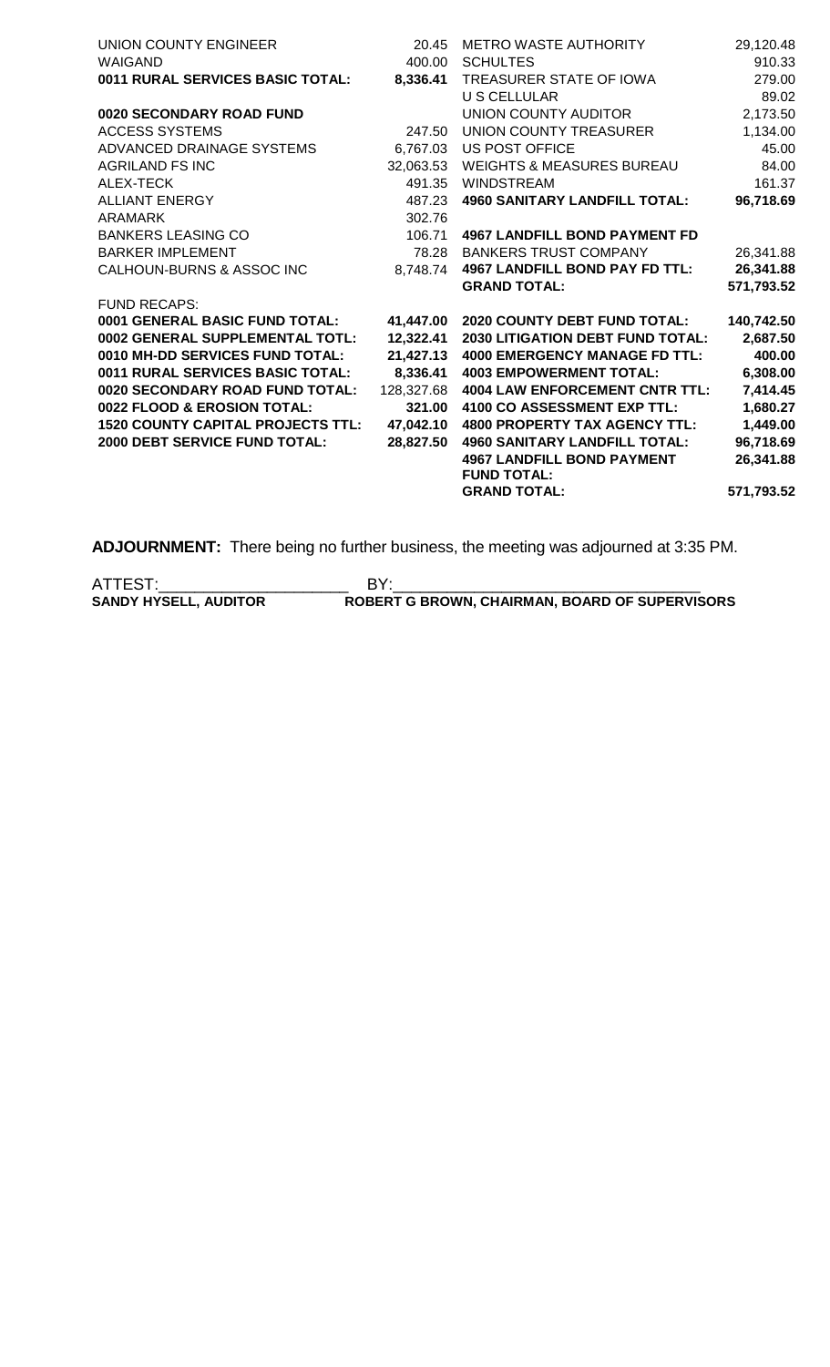| | | | |
|---|---|---|---|
| UNION COUNTY ENGINEER | 20.45 | METRO WASTE AUTHORITY | 29,120.48 |
| WAIGAND | 400.00 | SCHULTES | 910.33 |
| **0011 RURAL SERVICES BASIC TOTAL:** | **8,336.41** | TREASURER STATE OF IOWA | 279.00 |
| | | U S CELLULAR | 89.02 |
| **0020 SECONDARY ROAD FUND** | | UNION COUNTY AUDITOR | 2,173.50 |
| ACCESS SYSTEMS | 247.50 | UNION COUNTY TREASURER | 1,134.00 |
| ADVANCED DRAINAGE SYSTEMS | 6,767.03 | US POST OFFICE | 45.00 |
| AGRILAND FS INC | 32,063.53 | WEIGHTS & MEASURES BUREAU | 84.00 |
| ALEX-TECK | 491.35 | WINDSTREAM | 161.37 |
| ALLIANT ENERGY | 487.23 | **4960 SANITARY LANDFILL TOTAL:** | **96,718.69** |
| ARAMARK | 302.76 | | |
| BANKERS LEASING CO | 106.71 | **4967 LANDFILL BOND PAYMENT FD** | |
| BARKER IMPLEMENT | 78.28 | BANKERS TRUST COMPANY | 26,341.88 |
| CALHOUN-BURNS & ASSOC INC | 8,748.74 | **4967 LANDFILL BOND PAY FD TTL:** | **26,341.88** |
| | | **GRAND TOTAL:** | **571,793.52** |

| | | | |
|---|---|---|---|
| FUND RECAPS: | | | |
| **0001 GENERAL BASIC FUND TOTAL:** | **41,447.00** | **2020 COUNTY DEBT FUND TOTAL:** | **140,742.50** |
| **0002 GENERAL SUPPLEMENTAL TOTL:** | **12,322.41** | **2030 LITIGATION DEBT FUND TOTAL:** | **2,687.50** |
| **0010 MH-DD SERVICES FUND TOTAL:** | **21,427.13** | **4000 EMERGENCY MANAGE FD TTL:** | **400.00** |
| **0011 RURAL SERVICES BASIC TOTAL:** | **8,336.41** | **4003 EMPOWERMENT TOTAL:** | **6,308.00** |
| **0020 SECONDARY ROAD FUND TOTAL:** | 128,327.68 | **4004 LAW ENFORCEMENT CNTR TTL:** | **7,414.45** |
| **0022 FLOOD & EROSION TOTAL:** | **321.00** | **4100 CO ASSESSMENT EXP TTL:** | **1,680.27** |
| **1520 COUNTY CAPITAL PROJECTS TTL:** | **47,042.10** | **4800 PROPERTY TAX AGENCY TTL:** | **1,449.00** |
| **2000 DEBT SERVICE FUND TOTAL:** | **28,827.50** | **4960 SANITARY LANDFILL TOTAL:** | **96,718.69** |
| | | **4967 LANDFILL BOND PAYMENT FUND TOTAL:** | **26,341.88** |
| | | **GRAND TOTAL:** | **571,793.52** |

**ADJOURNMENT:** There being no further business, the meeting was adjourned at 3:35 PM.

ATTEST:_____________________ BY:___________________________________

**SANDY HYSELL, AUDITOR** **ROBERT G BROWN, CHAIRMAN, BOARD OF SUPERVISORS**